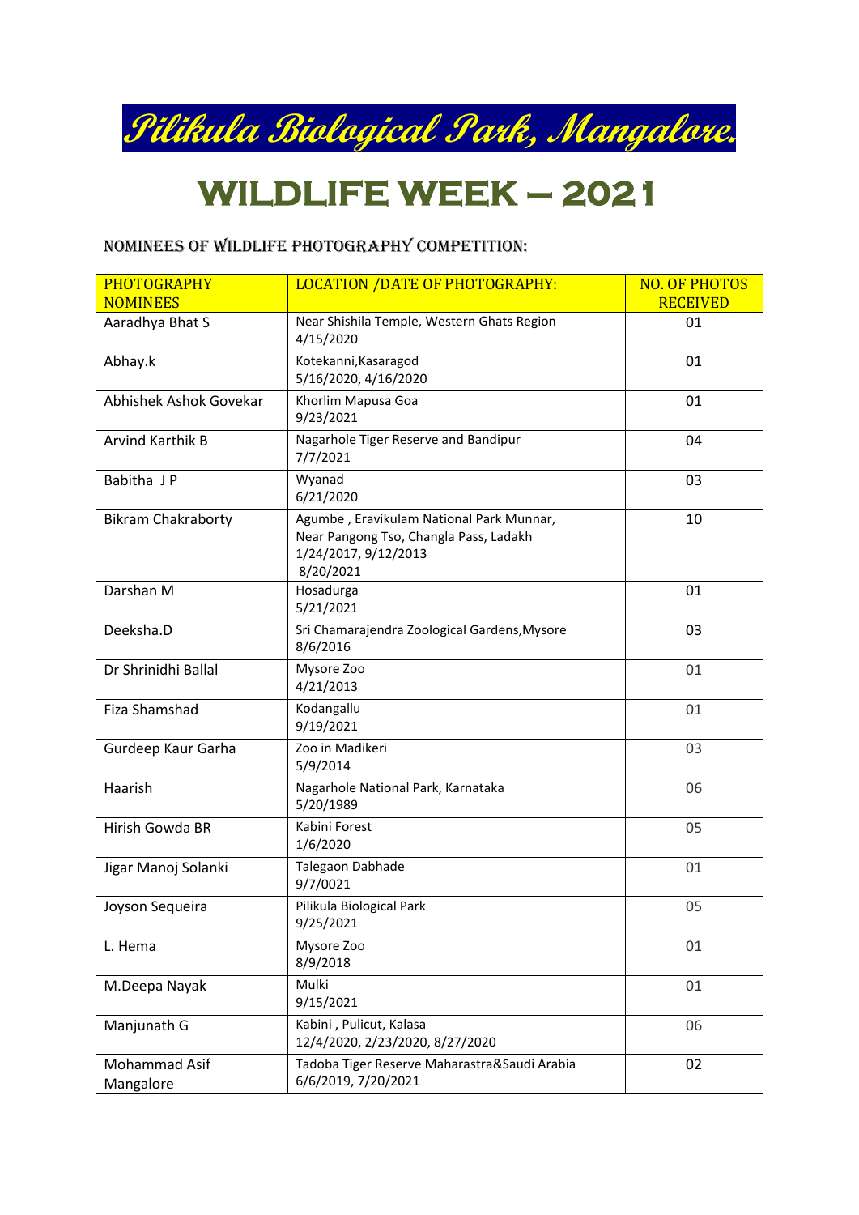# Pilikula Biological Park, Mangalore.

# WILDLIFE WEEK – 2021

## NOMINEES OF WILDLIFE PHOTOGRAPHY COMPETITION:

| PHOTOGRAPHY NOMINEES | LOCATION /DATE OF PHOTOGRAPHY: | NO. OF PHOTOS RECEIVED |
|---|---|---|
| Aaradhya Bhat S | Near Shishila Temple, Western Ghats Region 4/15/2020 | 01 |
| Abhay.k | Kotekanni,Kasaragod 5/16/2020, 4/16/2020 | 01 |
| Abhishek Ashok Govekar | Khorlim Mapusa Goa 9/23/2021 | 01 |
| Arvind Karthik B | Nagarhole Tiger Reserve and Bandipur 7/7/2021 | 04 |
| Babitha J P | Wyanad 6/21/2020 | 03 |
| Bikram Chakraborty | Agumbe , Eravikulam National Park Munnar, Near Pangong Tso, Changla Pass, Ladakh 1/24/2017, 9/12/2013 8/20/2021 | 10 |
| Darshan M | Hosadurga 5/21/2021 | 01 |
| Deeksha.D | Sri Chamarajendra Zoological Gardens,Mysore 8/6/2016 | 03 |
| Dr Shrinidhi Ballal | Mysore Zoo 4/21/2013 | 01 |
| Fiza Shamshad | Kodangallu 9/19/2021 | 01 |
| Gurdeep Kaur Garha | Zoo in Madikeri 5/9/2014 | 03 |
| Haarish | Nagarhole National Park, Karnataka 5/20/1989 | 06 |
| Hirish Gowda BR | Kabini Forest 1/6/2020 | 05 |
| Jigar Manoj Solanki | Talegaon Dabhade 9/7/0021 | 01 |
| Joyson Sequeira | Pilikula Biological Park 9/25/2021 | 05 |
| L. Hema | Mysore Zoo 8/9/2018 | 01 |
| M.Deepa Nayak | Mulki 9/15/2021 | 01 |
| Manjunath G | Kabini , Pulicut, Kalasa 12/4/2020, 2/23/2020, 8/27/2020 | 06 |
| Mohammad Asif Mangalore | Tadoba Tiger Reserve Maharastra&Saudi Arabia 6/6/2019, 7/20/2021 | 02 |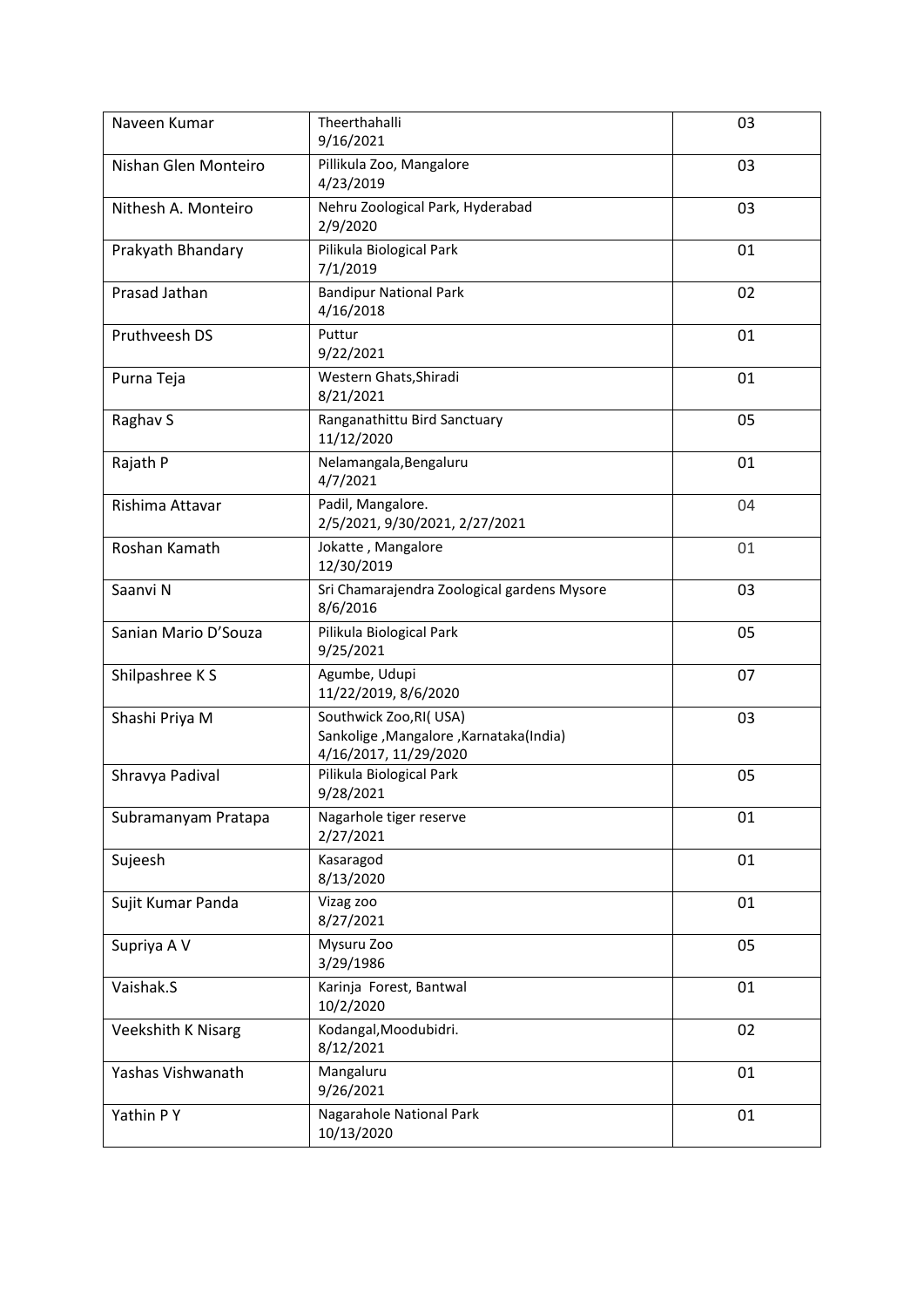| Naveen Kumar | Theerthahalli<br>9/16/2021 | 03 |
|---|---|---|
| Nishan Glen Monteiro | Pillikula Zoo, Mangalore<br>4/23/2019 | 03 |
| Nithesh A. Monteiro | Nehru Zoological Park, Hyderabad<br>2/9/2020 | 03 |
| Prakyath Bhandary | Pilikula Biological Park<br>7/1/2019 | 01 |
| Prasad Jathan | Bandipur National Park<br>4/16/2018 | 02 |
| Pruthveesh DS | Puttur<br>9/22/2021 | 01 |
| Purna Teja | Western Ghats,Shiradi<br>8/21/2021 | 01 |
| Raghav S | Ranganathittu Bird Sanctuary<br>11/12/2020 | 05 |
| Rajath P | Nelamangala,Bengaluru<br>4/7/2021 | 01 |
| Rishima Attavar | Padil, Mangalore.<br>2/5/2021, 9/30/2021, 2/27/2021 | 04 |
| Roshan Kamath | Jokatte , Mangalore<br>12/30/2019 | 01 |
| Saanvi N | Sri Chamarajendra Zoological gardens Mysore<br>8/6/2016 | 03 |
| Sanian Mario D'Souza | Pilikula Biological Park<br>9/25/2021 | 05 |
| Shilpashree K S | Agumbe, Udupi<br>11/22/2019, 8/6/2020 | 07 |
| Shashi Priya M | Southwick Zoo,RI( USA)<br>Sankolige ,Mangalore ,Karnataka(India)<br>4/16/2017, 11/29/2020 | 03 |
| Shravya Padival | Pilikula Biological Park<br>9/28/2021 | 05 |
| Subramanyam Pratapa | Nagarhole tiger reserve<br>2/27/2021 | 01 |
| Sujeesh | Kasaragod<br>8/13/2020 | 01 |
| Sujit Kumar Panda | Vizag zoo<br>8/27/2021 | 01 |
| Supriya A V | Mysuru Zoo<br>3/29/1986 | 05 |
| Vaishak.S | Karinja Forest, Bantwal<br>10/2/2020 | 01 |
| Veekshith K Nisarg | Kodangal,Moodubidri.<br>8/12/2021 | 02 |
| Yashas Vishwanath | Mangaluru<br>9/26/2021 | 01 |
| Yathin P Y | Nagarahole National Park<br>10/13/2020 | 01 |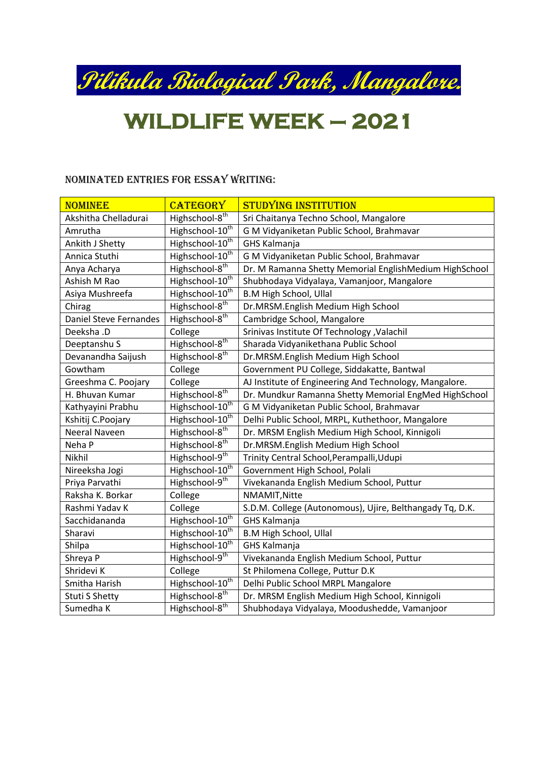# Pilikula Biological Park, Mangalore.

# WILDLIFE WEEK – 2021

## NOMINATED ENTRIES FOR ESSAY WRITING:

| NOMINEE | CATEGORY | STUDYING INSTITUTION |
|---|---|---|
| Akshitha Chelladurai | Highschool-8th | Sri Chaitanya Techno School, Mangalore |
| Amrutha | Highschool-10th | G M Vidyaniketan Public School, Brahmavar |
| Ankith J Shetty | Highschool-10th | GHS Kalmanja |
| Annica Stuthi | Highschool-10th | G M Vidyaniketan Public School, Brahmavar |
| Anya Acharya | Highschool-8th | Dr. M Ramanna Shetty Memorial EnglishMedium HighSchool |
| Ashish M Rao | Highschool-10th | Shubhodaya Vidyalaya, Vamanjoor, Mangalore |
| Asiya Mushreefa | Highschool-10th | B.M High School, Ullal |
| Chirag | Highschool-8th | Dr.MRSM.English Medium High School |
| Daniel Steve Fernandes | Highschool-8th | Cambridge School, Mangalore |
| Deeksha .D | College | Srinivas Institute Of Technology ,Valachil |
| Deeptanshu S | Highschool-8th | Sharada Vidyanikethana Public School |
| Devanandha Saijush | Highschool-8th | Dr.MRSM.English Medium High School |
| Gowtham | College | Government PU College, Siddakatte, Bantwal |
| Greeshma C. Poojary | College | AJ Institute of Engineering And Technology, Mangalore. |
| H. Bhuvan Kumar | Highschool-8th | Dr. Mundkur Ramanna Shetty Memorial EngMed HighSchool |
| Kathyayini Prabhu | Highschool-10th | G M Vidyaniketan Public School, Brahmavar |
| Kshitij C.Poojary | Highschool-10th | Delhi Public School, MRPL, Kuthethoor, Mangalore |
| Neeral Naveen | Highschool-8th | Dr. MRSM English Medium High School, Kinnigoli |
| Neha P | Highschool-8th | Dr.MRSM.English Medium High School |
| Nikhil | Highschool-9th | Trinity Central School,Perampalli,Udupi |
| Nireeksha Jogi | Highschool-10th | Government High School, Polali |
| Priya Parvathi | Highschool-9th | Vivekananda English Medium School, Puttur |
| Raksha K. Borkar | College | NMAMIT,Nitte |
| Rashmi Yadav K | College | S.D.M. College (Autonomous), Ujire, Belthangady Tq, D.K. |
| Sacchidananda | Highschool-10th | GHS Kalmanja |
| Sharavi | Highschool-10th | B.M High School, Ullal |
| Shilpa | Highschool-10th | GHS Kalmanja |
| Shreya P | Highschool-9th | Vivekananda English Medium School, Puttur |
| Shridevi K | College | St Philomena College, Puttur D.K |
| Smitha Harish | Highschool-10th | Delhi Public School MRPL Mangalore |
| Stuti S Shetty | Highschool-8th | Dr. MRSM English Medium High School, Kinnigoli |
| Sumedha K | Highschool-8th | Shubhodaya Vidyalaya, Moodushedde, Vamanjoor |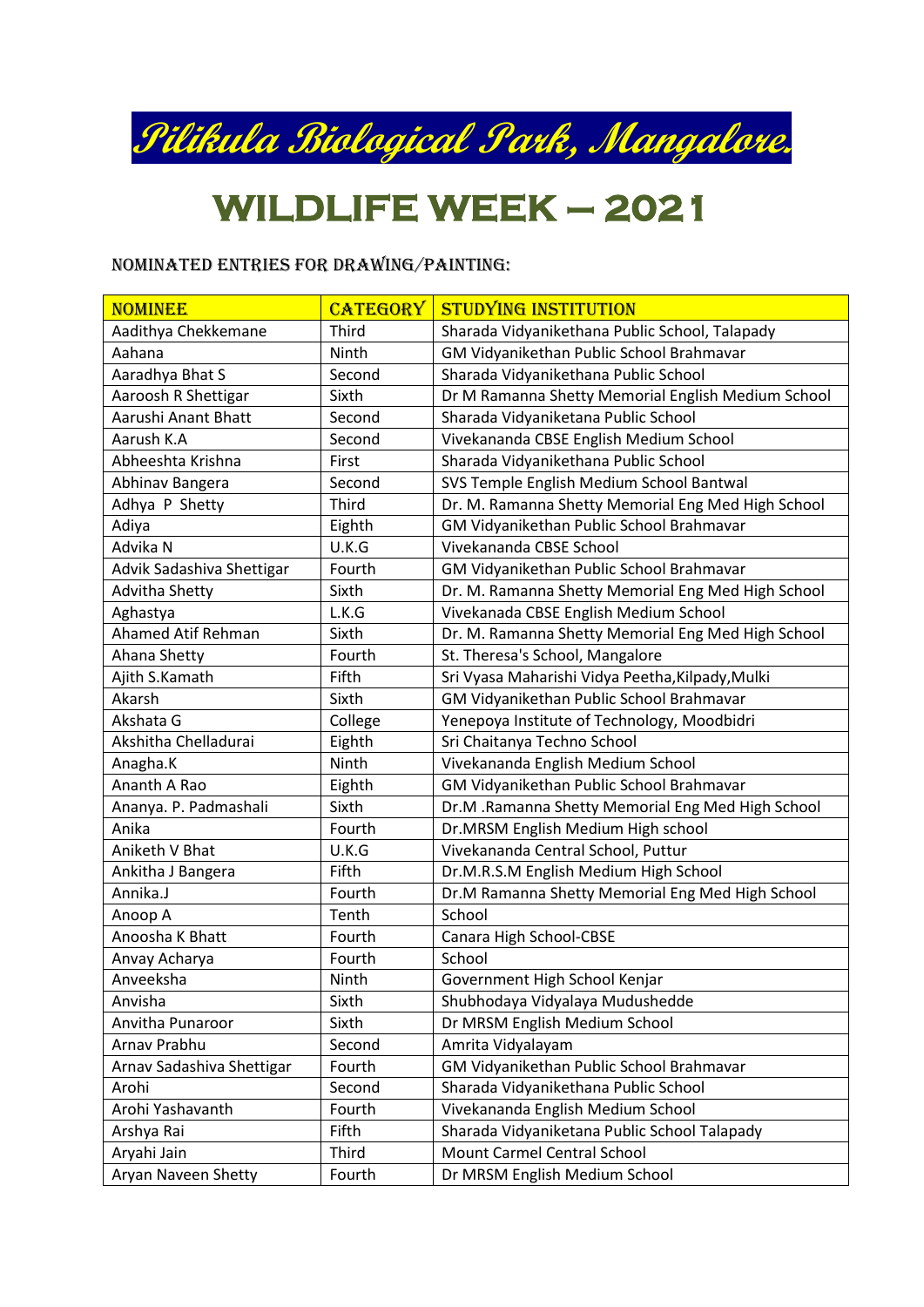# Pilikula Biological Park, Mangalore.

# WILDLIFE WEEK – 2021

### NOMINATED ENTRIES FOR DRAWING/PAINTING:

| NOMINEE | CATEGORY | STUDYING INSTITUTION |
|---|---|---|
| Aadithya Chekkemane | Third | Sharada Vidyanikethana Public School, Talapady |
| Aahana | Ninth | GM Vidyanikethan Public School Brahmavar |
| Aaradhya Bhat S | Second | Sharada Vidyanikethana Public School |
| Aaroosh R Shettigar | Sixth | Dr M Ramanna Shetty Memorial English Medium School |
| Aarushi Anant Bhatt | Second | Sharada Vidyaniketana Public School |
| Aarush K.A | Second | Vivekananda CBSE English Medium School |
| Abheeshta Krishna | First | Sharada Vidyanikethana Public School |
| Abhinav Bangera | Second | SVS Temple English Medium School Bantwal |
| Adhya P Shetty | Third | Dr. M. Ramanna Shetty Memorial Eng Med High School |
| Adiya | Eighth | GM Vidyanikethan Public School Brahmavar |
| Advika N | U.K.G | Vivekananda CBSE School |
| Advik Sadashiva Shettigar | Fourth | GM Vidyanikethan Public School Brahmavar |
| Advitha Shetty | Sixth | Dr. M. Ramanna Shetty Memorial Eng Med High School |
| Aghastya | L.K.G | Vivekanada CBSE English Medium School |
| Ahamed Atif Rehman | Sixth | Dr. M. Ramanna Shetty Memorial Eng Med High School |
| Ahana Shetty | Fourth | St. Theresa's School, Mangalore |
| Ajith S.Kamath | Fifth | Sri Vyasa Maharishi Vidya Peetha,Kilpady,Mulki |
| Akarsh | Sixth | GM Vidyanikethan Public School Brahmavar |
| Akshata G | College | Yenepoya Institute of Technology, Moodbidri |
| Akshitha Chelladurai | Eighth | Sri Chaitanya Techno School |
| Anagha.K | Ninth | Vivekananda English Medium School |
| Ananth A Rao | Eighth | GM Vidyanikethan Public School Brahmavar |
| Ananya. P. Padmashali | Sixth | Dr.M .Ramanna Shetty Memorial Eng Med High School |
| Anika | Fourth | Dr.MRSM English Medium High school |
| Aniketh V Bhat | U.K.G | Vivekananda Central School, Puttur |
| Ankitha J Bangera | Fifth | Dr.M.R.S.M English Medium High School |
| Annika.J | Fourth | Dr.M Ramanna Shetty Memorial Eng Med High School |
| Anoop A | Tenth | School |
| Anoosha K Bhatt | Fourth | Canara High School-CBSE |
| Anvay Acharya | Fourth | School |
| Anveeksha | Ninth | Government High School Kenjar |
| Anvisha | Sixth | Shubhodaya Vidyalaya Mudushedde |
| Anvitha Punaroor | Sixth | Dr MRSM English Medium School |
| Arnav Prabhu | Second | Amrita Vidyalayam |
| Arnav Sadashiva Shettigar | Fourth | GM Vidyanikethan Public School Brahmavar |
| Arohi | Second | Sharada Vidyanikethana Public School |
| Arohi Yashavanth | Fourth | Vivekananda English Medium School |
| Arshya Rai | Fifth | Sharada Vidyaniketana Public School Talapady |
| Aryahi Jain | Third | Mount Carmel Central School |
| Aryan Naveen Shetty | Fourth | Dr MRSM English Medium School |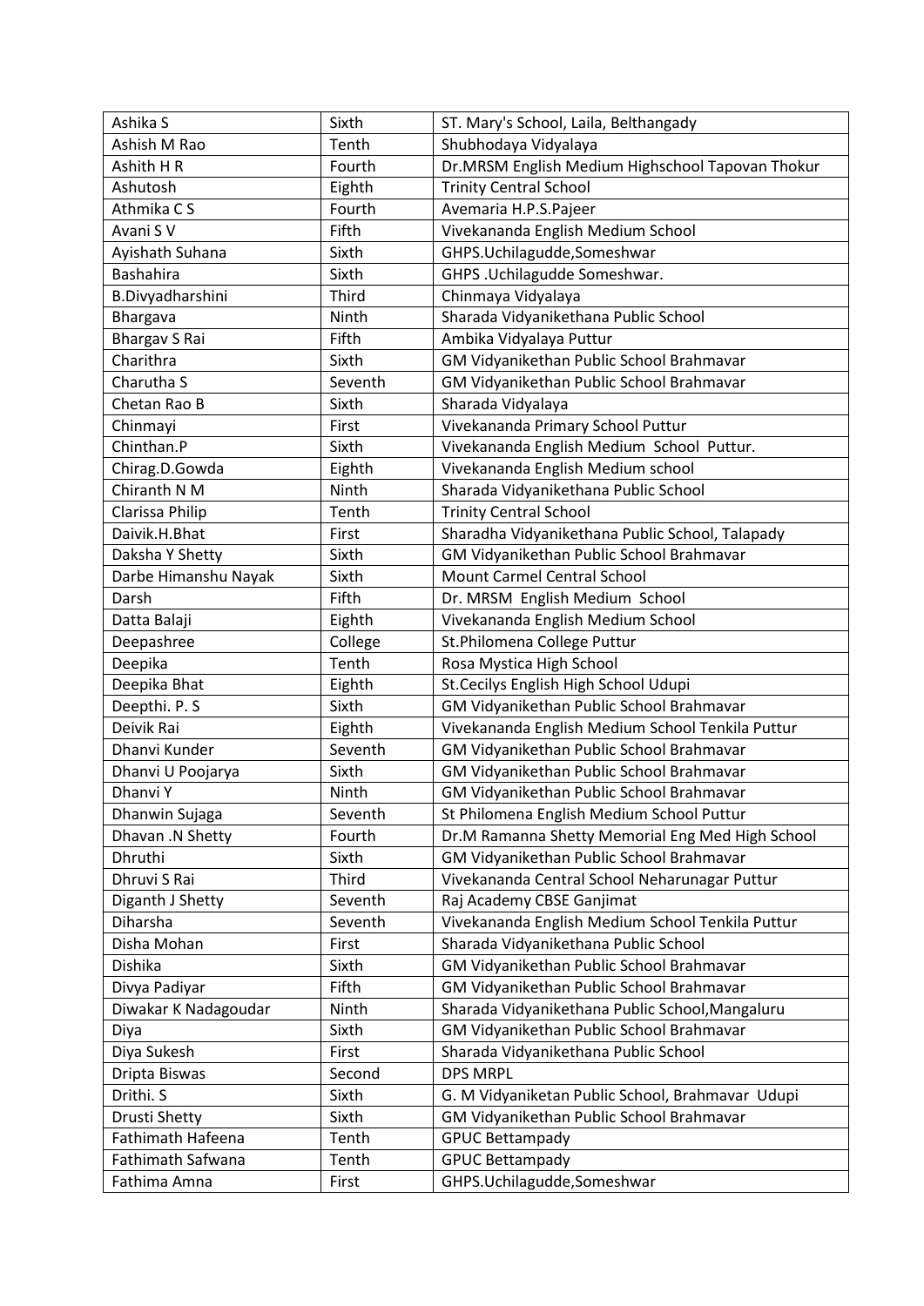| Ashika S | Sixth | ST. Mary's School, Laila, Belthangady |
|---|---|---|
| Ashish M Rao | Tenth | Shubhodaya Vidyalaya |
| Ashith H R | Fourth | Dr.MRSM English Medium Highschool Tapovan Thokur |
| Ashutosh | Eighth | Trinity Central School |
| Athmika C S | Fourth | Avemaria H.P.S.Pajeer |
| Avani S V | Fifth | Vivekananda English Medium School |
| Ayishath Suhana | Sixth | GHPS.Uchilagudde,Someshwar |
| Bashahira | Sixth | GHPS .Uchilagudde Someshwar. |
| B.Divyadharshini | Third | Chinmaya Vidyalaya |
| Bhargava | Ninth | Sharada Vidyanikethana Public School |
| Bhargav S Rai | Fifth | Ambika Vidyalaya Puttur |
| Charithra | Sixth | GM Vidyanikethan Public School Brahmavar |
| Charutha S | Seventh | GM Vidyanikethan Public School Brahmavar |
| Chetan Rao B | Sixth | Sharada Vidyalaya |
| Chinmayi | First | Vivekananda Primary School Puttur |
| Chinthan.P | Sixth | Vivekananda English Medium School Puttur. |
| Chirag.D.Gowda | Eighth | Vivekananda English Medium school |
| Chiranth N M | Ninth | Sharada Vidyanikethana Public School |
| Clarissa Philip | Tenth | Trinity Central School |
| Daivik.H.Bhat | First | Sharadha Vidyanikethana Public School, Talapady |
| Daksha Y Shetty | Sixth | GM Vidyanikethan Public School Brahmavar |
| Darbe Himanshu Nayak | Sixth | Mount Carmel Central School |
| Darsh | Fifth | Dr. MRSM English Medium School |
| Datta Balaji | Eighth | Vivekananda English Medium School |
| Deepashree | College | St.Philomena College Puttur |
| Deepika | Tenth | Rosa Mystica High School |
| Deepika Bhat | Eighth | St.Cecilys English High School Udupi |
| Deepthi. P. S | Sixth | GM Vidyanikethan Public School Brahmavar |
| Deivik Rai | Eighth | Vivekananda English Medium School Tenkila Puttur |
| Dhanvi Kunder | Seventh | GM Vidyanikethan Public School Brahmavar |
| Dhanvi U Poojarya | Sixth | GM Vidyanikethan Public School Brahmavar |
| Dhanvi Y | Ninth | GM Vidyanikethan Public School Brahmavar |
| Dhanwin Sujaga | Seventh | St Philomena English Medium School Puttur |
| Dhavan .N Shetty | Fourth | Dr.M Ramanna Shetty Memorial Eng Med High School |
| Dhruthi | Sixth | GM Vidyanikethan Public School Brahmavar |
| Dhruvi S Rai | Third | Vivekananda Central School Neharunagar Puttur |
| Diganth J Shetty | Seventh | Raj Academy CBSE Ganjimat |
| Diharsha | Seventh | Vivekananda English Medium School Tenkila Puttur |
| Disha Mohan | First | Sharada Vidyanikethana Public School |
| Dishika | Sixth | GM Vidyanikethan Public School Brahmavar |
| Divya Padiyar | Fifth | GM Vidyanikethan Public School Brahmavar |
| Diwakar K Nadagoudar | Ninth | Sharada Vidyanikethana Public School,Mangaluru |
| Diya | Sixth | GM Vidyanikethan Public School Brahmavar |
| Diya Sukesh | First | Sharada Vidyanikethana Public School |
| Dripta Biswas | Second | DPS MRPL |
| Drithi. S | Sixth | G. M Vidyaniketan Public School, Brahmavar Udupi |
| Drusti Shetty | Sixth | GM Vidyanikethan Public School Brahmavar |
| Fathimath Hafeena | Tenth | GPUC Bettampady |
| Fathimath Safwana | Tenth | GPUC Bettampady |
| Fathima Amna | First | GHPS.Uchilagudde,Someshwar |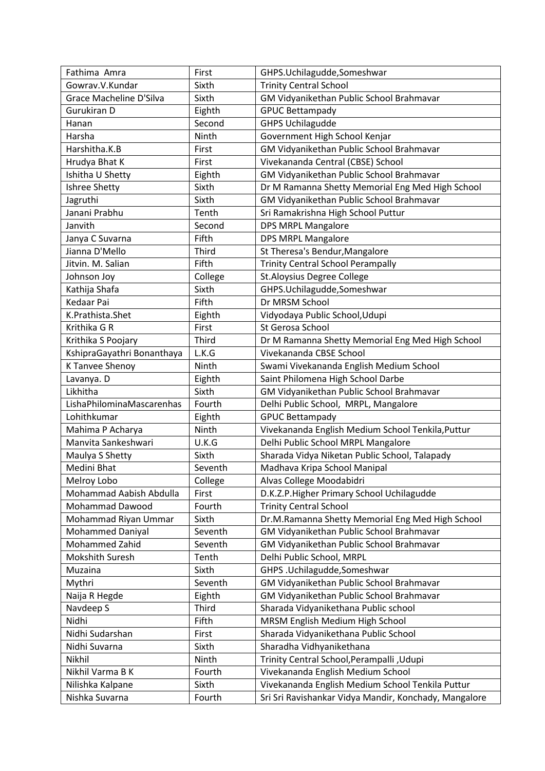| Fathima Amra | First | GHPS.Uchilagudde,Someshwar |
|---|---|---|
| Gowrav.V.Kundar | Sixth | Trinity Central School |
| Grace Macheline D'Silva | Sixth | GM Vidyanikethan Public School Brahmavar |
| Gurukiran D | Eighth | GPUC Bettampady |
| Hanan | Second | GHPS Uchilagudde |
| Harsha | Ninth | Government High School Kenjar |
| Harshitha.K.B | First | GM Vidyanikethan Public School Brahmavar |
| Hrudya Bhat K | First | Vivekananda Central (CBSE) School |
| Ishitha U Shetty | Eighth | GM Vidyanikethan Public School Brahmavar |
| Ishree Shetty | Sixth | Dr M Ramanna Shetty Memorial Eng Med High School |
| Jagruthi | Sixth | GM Vidyanikethan Public School Brahmavar |
| Janani Prabhu | Tenth | Sri Ramakrishna High School Puttur |
| Janvith | Second | DPS MRPL Mangalore |
| Janya C Suvarna | Fifth | DPS MRPL Mangalore |
| Jianna D'Mello | Third | St Theresa's Bendur,Mangalore |
| Jitvin. M. Salian | Fifth | Trinity Central School Perampally |
| Johnson Joy | College | St.Aloysius Degree College |
| Kathija Shafa | Sixth | GHPS.Uchilagudde,Someshwar |
| Kedaar Pai | Fifth | Dr MRSM School |
| K.Prathista.Shet | Eighth | Vidyodaya Public School,Udupi |
| Krithika G R | First | St Gerosa School |
| Krithika S Poojary | Third | Dr M Ramanna Shetty Memorial Eng Med High School |
| KshipraGayathri Bonanthaya | L.K.G | Vivekananda CBSE School |
| K Tanvee Shenoy | Ninth | Swami Vivekananda English Medium School |
| Lavanya. D | Eighth | Saint Philomena High School Darbe |
| Likhitha | Sixth | GM Vidyanikethan Public School Brahmavar |
| LishaPhilominaMascarenhas | Fourth | Delhi Public School, MRPL, Mangalore |
| Lohithkumar | Eighth | GPUC Bettampady |
| Mahima P Acharya | Ninth | Vivekananda English Medium School Tenkila,Puttur |
| Manvita Sankeshwari | U.K.G | Delhi Public School MRPL Mangalore |
| Maulya S Shetty | Sixth | Sharada Vidya Niketan Public School, Talapady |
| Medini Bhat | Seventh | Madhava Kripa School Manipal |
| Melroy Lobo | College | Alvas College Moodabidri |
| Mohammad Aabish Abdulla | First | D.K.Z.P.Higher Primary School Uchilagudde |
| Mohammad Dawood | Fourth | Trinity Central School |
| Mohammad Riyan Ummar | Sixth | Dr.M.Ramanna Shetty Memorial Eng Med High School |
| Mohammed Daniyal | Seventh | GM Vidyanikethan Public School Brahmavar |
| Mohammed Zahid | Seventh | GM Vidyanikethan Public School Brahmavar |
| Mokshith Suresh | Tenth | Delhi Public School, MRPL |
| Muzaina | Sixth | GHPS .Uchilagudde,Someshwar |
| Mythri | Seventh | GM Vidyanikethan Public School Brahmavar |
| Naija R Hegde | Eighth | GM Vidyanikethan Public School Brahmavar |
| Navdeep S | Third | Sharada Vidyanikethana Public school |
| Nidhi | Fifth | MRSM English Medium High School |
| Nidhi Sudarshan | First | Sharada Vidyanikethana Public School |
| Nidhi Suvarna | Sixth | Sharadha Vidhyanikethana |
| Nikhil | Ninth | Trinity Central School,Perampalli ,Udupi |
| Nikhil Varma B K | Fourth | Vivekananda English Medium School |
| Nilishka Kalpane | Sixth | Vivekananda English Medium School Tenkila Puttur |
| Nishka Suvarna | Fourth | Sri Sri Ravishankar Vidya Mandir, Konchady, Mangalore |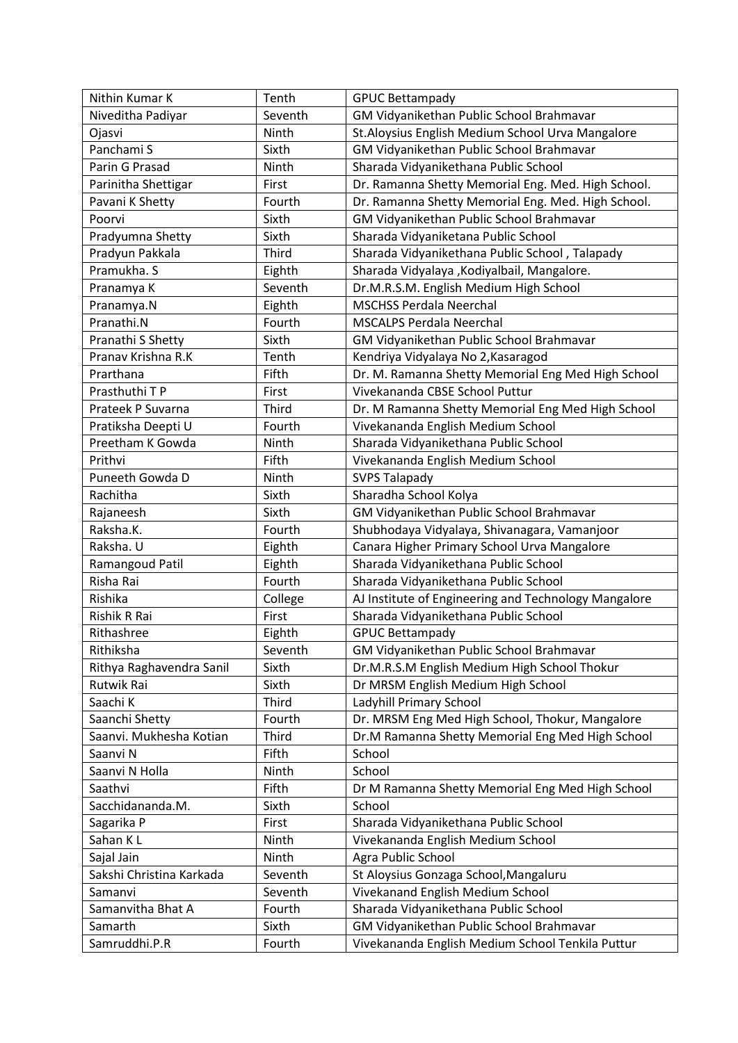| Nithin Kumar K | Tenth | GPUC Bettampady |
|---|---|---|
| Niveditha Padiyar | Seventh | GM Vidyanikethan Public School Brahmavar |
| Ojasvi | Ninth | St.Aloysius English Medium School Urva Mangalore |
| Panchami S | Sixth | GM Vidyanikethan Public School Brahmavar |
| Parin G Prasad | Ninth | Sharada Vidyanikethana Public School |
| Parinitha Shettigar | First | Dr. Ramanna Shetty Memorial Eng. Med. High School. |
| Pavani K Shetty | Fourth | Dr. Ramanna Shetty Memorial Eng. Med. High School. |
| Poorvi | Sixth | GM Vidyanikethan Public School Brahmavar |
| Pradyumna Shetty | Sixth | Sharada Vidyaniketana Public School |
| Pradyun Pakkala | Third | Sharada Vidyanikethana Public School , Talapady |
| Pramukha. S | Eighth | Sharada Vidyalaya ,Kodiyalbail, Mangalore. |
| Pranamya K | Seventh | Dr.M.R.S.M. English Medium High School |
| Pranamya.N | Eighth | MSCHSS Perdala Neerchal |
| Pranathi.N | Fourth | MSCALPS Perdala Neerchal |
| Pranathi S Shetty | Sixth | GM Vidyanikethan Public School Brahmavar |
| Pranav Krishna R.K | Tenth | Kendriya Vidyalaya No 2,Kasaragod |
| Prarthana | Fifth | Dr. M. Ramanna Shetty Memorial Eng Med High School |
| Prasthuthi T P | First | Vivekananda CBSE School Puttur |
| Prateek P Suvarna | Third | Dr. M Ramanna Shetty Memorial Eng Med High School |
| Pratiksha Deepti U | Fourth | Vivekananda English Medium School |
| Preetham K Gowda | Ninth | Sharada Vidyanikethana Public School |
| Prithvi | Fifth | Vivekananda English Medium School |
| Puneeth Gowda D | Ninth | SVPS Talapady |
| Rachitha | Sixth | Sharadha School Kolya |
| Rajaneesh | Sixth | GM Vidyanikethan Public School Brahmavar |
| Raksha.K. | Fourth | Shubhodaya Vidyalaya, Shivanagara, Vamanjoor |
| Raksha. U | Eighth | Canara Higher Primary School Urva Mangalore |
| Ramangoud Patil | Eighth | Sharada Vidyanikethana Public School |
| Risha Rai | Fourth | Sharada Vidyanikethana Public School |
| Rishika | College | AJ Institute of Engineering and Technology Mangalore |
| Rishik R Rai | First | Sharada Vidyanikethana Public School |
| Rithashree | Eighth | GPUC Bettampady |
| Rithiksha | Seventh | GM Vidyanikethan Public School Brahmavar |
| Rithya Raghavendra Sanil | Sixth | Dr.M.R.S.M English Medium High School Thokur |
| Rutwik Rai | Sixth | Dr MRSM English Medium High School |
| Saachi K | Third | Ladyhill Primary School |
| Saanchi Shetty | Fourth | Dr. MRSM Eng Med High School, Thokur, Mangalore |
| Saanvi. Mukhesha Kotian | Third | Dr.M Ramanna Shetty Memorial Eng Med High School |
| Saanvi N | Fifth | School |
| Saanvi N Holla | Ninth | School |
| Saathvi | Fifth | Dr M Ramanna Shetty Memorial Eng Med High School |
| Sacchidananda.M. | Sixth | School |
| Sagarika P | First | Sharada Vidyanikethana Public School |
| Sahan K L | Ninth | Vivekananda English Medium School |
| Sajal Jain | Ninth | Agra Public School |
| Sakshi Christina Karkada | Seventh | St Aloysius Gonzaga School,Mangaluru |
| Samanvi | Seventh | Vivekanand English Medium School |
| Samanvitha Bhat A | Fourth | Sharada Vidyanikethana Public School |
| Samarth | Sixth | GM Vidyanikethan Public School Brahmavar |
| Samruddhi.P.R | Fourth | Vivekananda English Medium School Tenkila Puttur |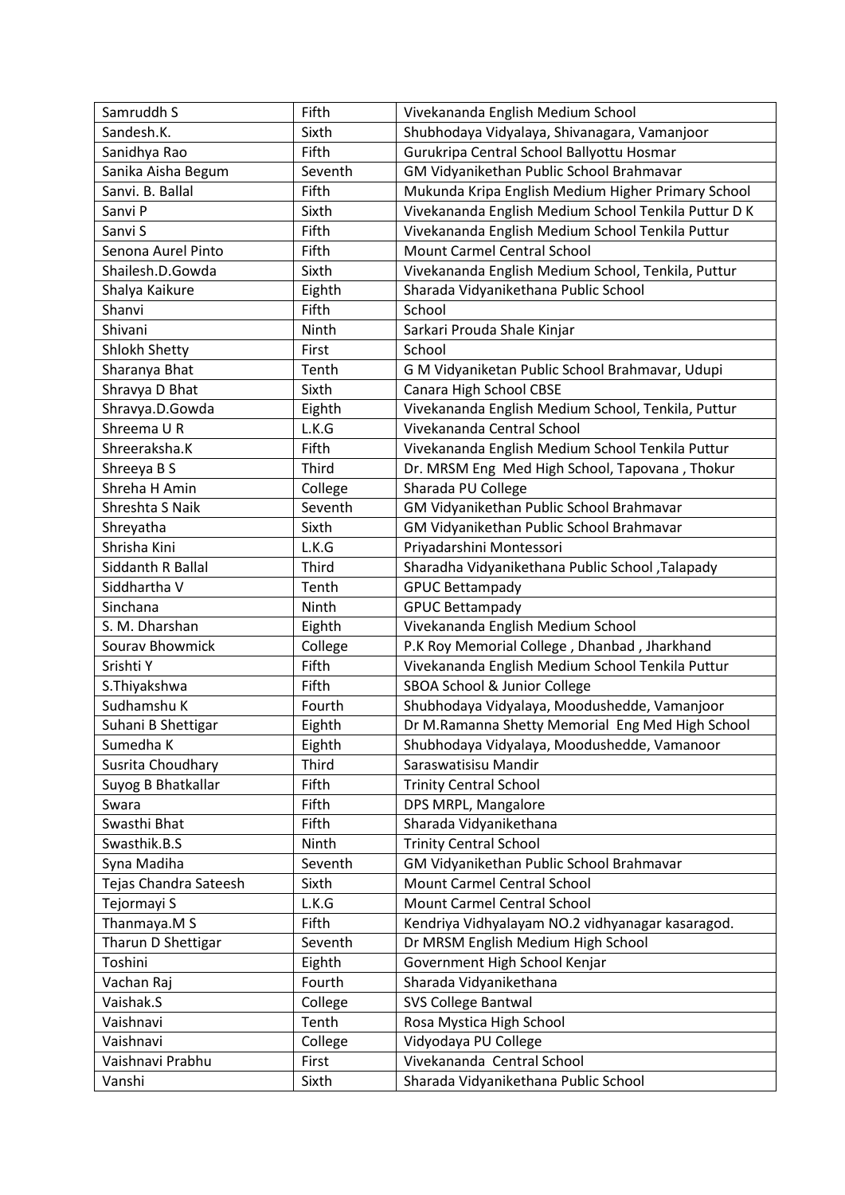| Samruddh S | Fifth | Vivekananda English Medium School |
|---|---|---|
| Sandesh.K. | Sixth | Shubhodaya Vidyalaya, Shivanagara, Vamanjoor |
| Sanidhya Rao | Fifth | Gurukripa Central School Ballyottu Hosmar |
| Sanika Aisha Begum | Seventh | GM Vidyanikethan Public School Brahmavar |
| Sanvi. B. Ballal | Fifth | Mukunda Kripa English Medium Higher Primary School |
| Sanvi P | Sixth | Vivekananda English Medium School Tenkila Puttur D K |
| Sanvi S | Fifth | Vivekananda English Medium School Tenkila Puttur |
| Senona Aurel Pinto | Fifth | Mount Carmel Central School |
| Shailesh.D.Gowda | Sixth | Vivekananda English Medium School, Tenkila, Puttur |
| Shalya Kaikure | Eighth | Sharada Vidyanikethana Public School |
| Shanvi | Fifth | School |
| Shivani | Ninth | Sarkari Prouda Shale Kinjar |
| Shlokh Shetty | First | School |
| Sharanya Bhat | Tenth | G M Vidyaniketan Public School Brahmavar, Udupi |
| Shravya D Bhat | Sixth | Canara High School CBSE |
| Shravya.D.Gowda | Eighth | Vivekananda English Medium School, Tenkila, Puttur |
| Shreema U R | L.K.G | Vivekananda Central School |
| Shreeraksha.K | Fifth | Vivekananda English Medium School Tenkila Puttur |
| Shreeya B S | Third | Dr. MRSM Eng Med High School, Tapovana , Thokur |
| Shreha H Amin | College | Sharada PU College |
| Shreshta S Naik | Seventh | GM Vidyanikethan Public School Brahmavar |
| Shreyatha | Sixth | GM Vidyanikethan Public School Brahmavar |
| Shrisha Kini | L.K.G | Priyadarshini Montessori |
| Siddanth R Ballal | Third | Sharadha Vidyanikethana Public School ,Talapady |
| Siddhartha V | Tenth | GPUC Bettampady |
| Sinchana | Ninth | GPUC Bettampady |
| S. M. Dharshan | Eighth | Vivekananda English Medium School |
| Sourav Bhowmick | College | P.K Roy Memorial College , Dhanbad , Jharkhand |
| Srishti Y | Fifth | Vivekananda English Medium School Tenkila Puttur |
| S.Thiyakshwa | Fifth | SBOA School & Junior College |
| Sudhamshu K | Fourth | Shubhodaya Vidyalaya, Moodushedde, Vamanjoor |
| Suhani B Shettigar | Eighth | Dr M.Ramanna Shetty Memorial Eng Med High School |
| Sumedha K | Eighth | Shubhodaya Vidyalaya, Moodushedde, Vamanoor |
| Susrita Choudhary | Third | Saraswatisisu Mandir |
| Suyog B Bhatkallar | Fifth | Trinity Central School |
| Swara | Fifth | DPS MRPL, Mangalore |
| Swasthi Bhat | Fifth | Sharada Vidyanikethana |
| Swasthik.B.S | Ninth | Trinity Central School |
| Syna Madiha | Seventh | GM Vidyanikethan Public School Brahmavar |
| Tejas Chandra Sateesh | Sixth | Mount Carmel Central School |
| Tejormayi S | L.K.G | Mount Carmel Central School |
| Thanmaya.M S | Fifth | Kendriya Vidhyalayam NO.2 vidhyanagar kasaragod. |
| Tharun D Shettigar | Seventh | Dr MRSM English Medium High School |
| Toshini | Eighth | Government High School Kenjar |
| Vachan Raj | Fourth | Sharada Vidyanikethana |
| Vaishak.S | College | SVS College Bantwal |
| Vaishnavi | Tenth | Rosa Mystica High School |
| Vaishnavi | College | Vidyodaya PU College |
| Vaishnavi Prabhu | First | Vivekananda Central School |
| Vanshi | Sixth | Sharada Vidyanikethana Public School |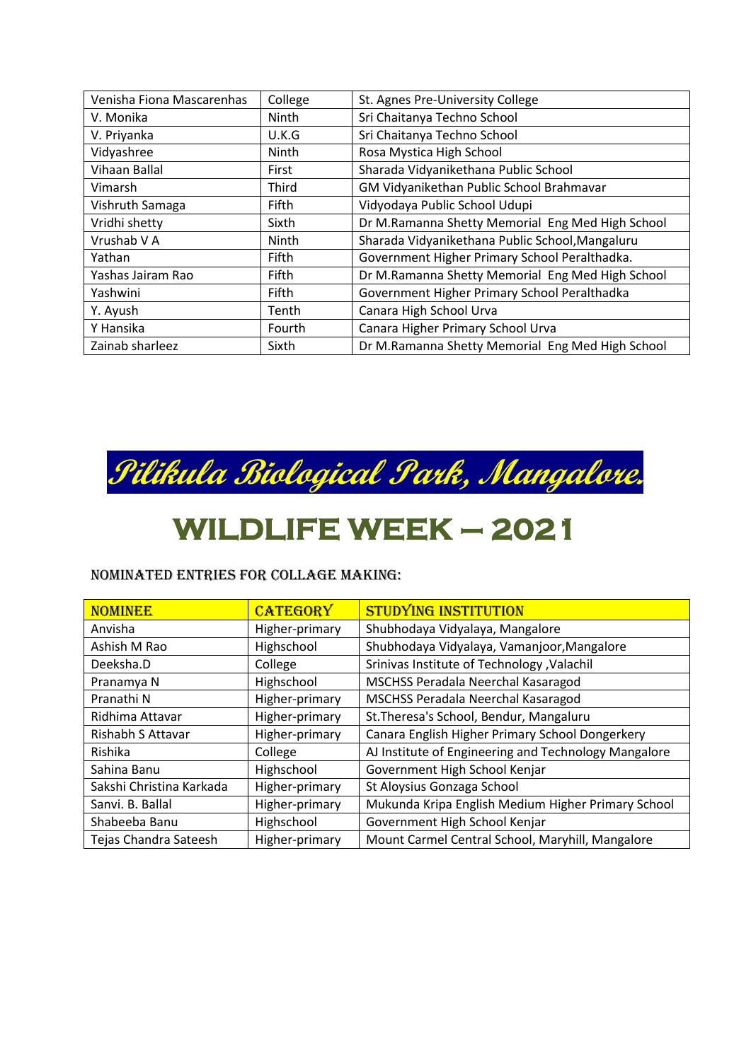| | | |
|---|---|---|
| Venisha Fiona Mascarenhas | College | St. Agnes Pre-University College |
| V. Monika | Ninth | Sri Chaitanya Techno School |
| V. Priyanka | U.K.G | Sri Chaitanya Techno School |
| Vidyashree | Ninth | Rosa Mystica High School |
| Vihaan Ballal | First | Sharada Vidyanikethana Public School |
| Vimarsh | Third | GM Vidyanikethan Public School Brahmavar |
| Vishruth Samaga | Fifth | Vidyodaya Public School Udupi |
| Vridhi shetty | Sixth | Dr M.Ramanna Shetty Memorial Eng Med High School |
| Vrushab V A | Ninth | Sharada Vidyanikethana Public School,Mangaluru |
| Yathan | Fifth | Government Higher Primary School Peralthadka. |
| Yashas Jairam Rao | Fifth | Dr M.Ramanna Shetty Memorial Eng Med High School |
| Yashwini | Fifth | Government Higher Primary School Peralthadka |
| Y. Ayush | Tenth | Canara High School Urva |
| Y Hansika | Fourth | Canara Higher Primary School Urva |
| Zainab sharleez | Sixth | Dr M.Ramanna Shetty Memorial Eng Med High School |

# Pilikula Biological Park, Mangalore.

# WILDLIFE WEEK – 2021

NOMINATED ENTRIES FOR COLLAGE MAKING:

| NOMINEE | CATEGORY | STUDYING INSTITUTION |
|---|---|---|
| Anvisha | Higher-primary | Shubhodaya Vidyalaya, Mangalore |
| Ashish M Rao | Highschool | Shubhodaya Vidyalaya, Vamanjoor,Mangalore |
| Deeksha.D | College | Srinivas Institute of Technology ,Valachil |
| Pranamya N | Highschool | MSCHSS Peradala Neerchal Kasaragod |
| Pranathi N | Higher-primary | MSCHSS Peradala Neerchal Kasaragod |
| Ridhima Attavar | Higher-primary | St.Theresa's School, Bendur, Mangaluru |
| Rishabh S Attavar | Higher-primary | Canara English Higher Primary School Dongerkery |
| Rishika | College | AJ Institute of Engineering and Technology Mangalore |
| Sahina Banu | Highschool | Government High School Kenjar |
| Sakshi Christina Karkada | Higher-primary | St Aloysius Gonzaga School |
| Sanvi. B. Ballal | Higher-primary | Mukunda Kripa English Medium Higher Primary School |
| Shabeeba Banu | Highschool | Government High School Kenjar |
| Tejas Chandra Sateesh | Higher-primary | Mount Carmel Central School, Maryhill, Mangalore |